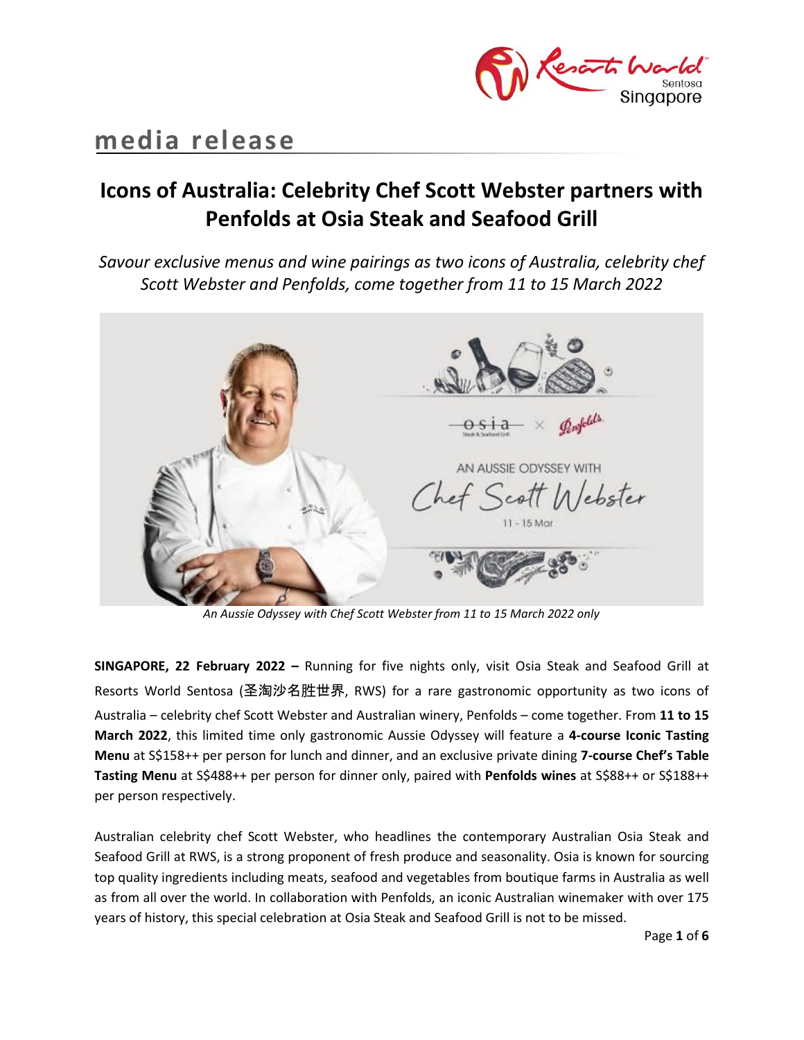# media release

## Icons of Australia: Celebrity Chef Scott Webster partners with Penfolds at Osia Steak and Seafood Grill

*Savour exclusive menus and wine pairings as two icons of Australia, celebrity chef Scott Webster and Penfolds, come together from 11 to 15 March 2022*

*An Aussie Odyssey with Chef Scott Webster from 11 to 15 March 2022 only*

**SINGAPORE, 22 February 2022 –** Running for five nights only, visit Osia Steak and Seafood Grill at Resorts World Sentosa (圣淘沙名胜世界, RWS) for a rare gastronomic opportunity as two icons of Australia – celebrity chef Scott Webster and Australian winery, Penfolds – come together. From **11 to 15 March 2022**, this limited time only gastronomic Aussie Odyssey will feature a **4-course Iconic Tasting Menu** at S$158++ per person for lunch and dinner, and an exclusive private dining **7-course Chef's Table Tasting Menu** at S$488++ per person for dinner only, paired with **Penfolds wines** at S$88++ or S$188++ per person respectively.

Australian celebrity chef Scott Webster, who headlines the contemporary Australian Osia Steak and Seafood Grill at RWS, is a strong proponent of fresh produce and seasonality. Osia is known for sourcing top quality ingredients including meats, seafood and vegetables from boutique farms in Australia as well as from all over the world. In collaboration with Penfolds, an iconic Australian winemaker with over 175 years of history, this special celebration at Osia Steak and Seafood Grill is not to be missed.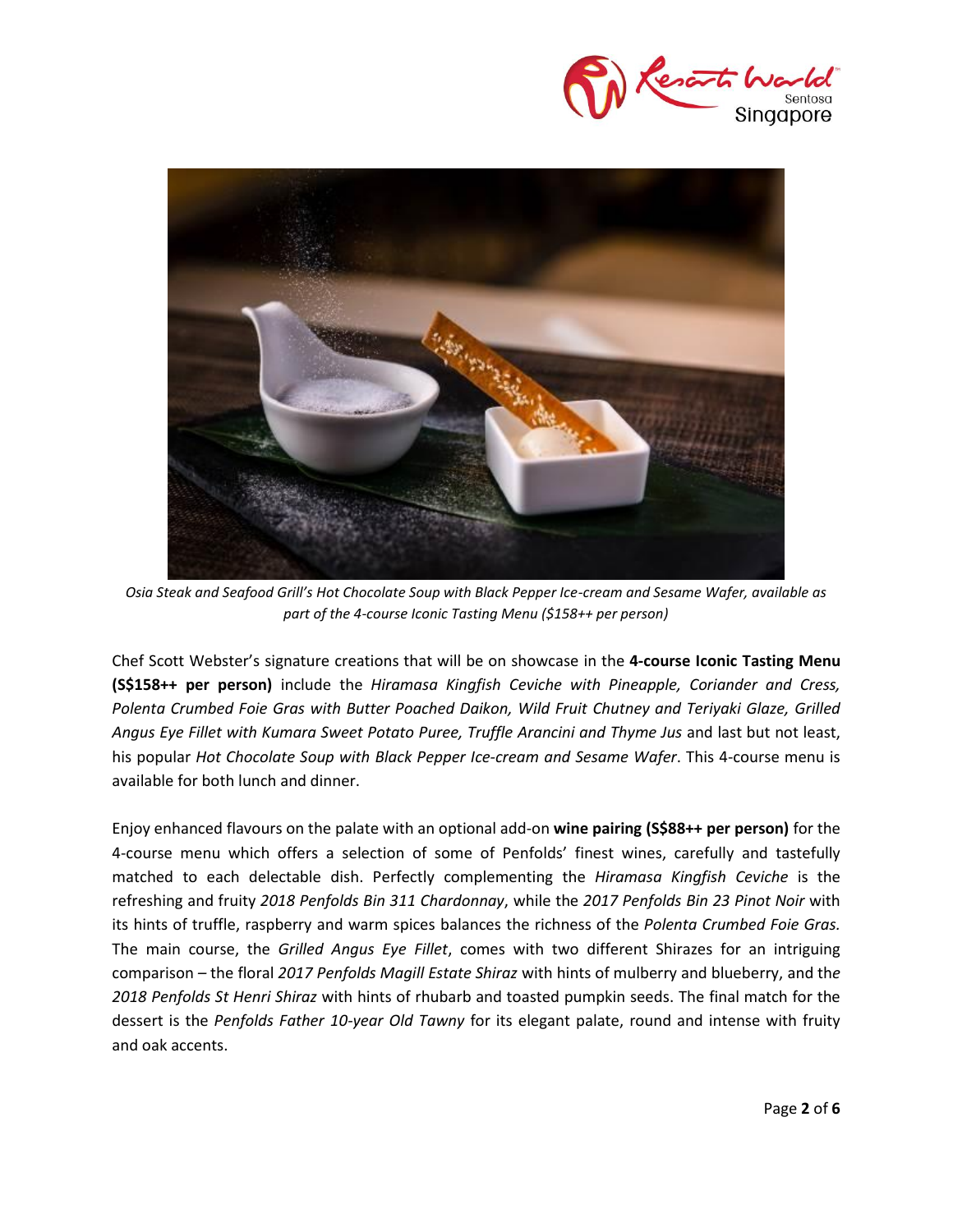*Osia Steak and Seafood Grill's Hot Chocolate Soup with Black Pepper Ice-cream and Sesame Wafer, available as part of the 4-course Iconic Tasting Menu ($158++ per person)*

Chef Scott Webster's signature creations that will be on showcase in the **4-course Iconic Tasting Menu (S$158++ per person)** include the *Hiramasa Kingfish Ceviche with Pineapple, Coriander and Cress, Polenta Crumbed Foie Gras with Butter Poached Daikon, Wild Fruit Chutney and Teriyaki Glaze, Grilled Angus Eye Fillet with Kumara Sweet Potato Puree, Truffle Arancini and Thyme Jus* and last but not least, his popular *Hot Chocolate Soup with Black Pepper Ice-cream and Sesame Wafer*. This 4-course menu is available for both lunch and dinner.

Enjoy enhanced flavours on the palate with an optional add-on **wine pairing (S$88++ per person)** for the 4-course menu which offers a selection of some of Penfolds' finest wines, carefully and tastefully matched to each delectable dish. Perfectly complementing the *Hiramasa Kingfish Ceviche* is the refreshing and fruity *2018 Penfolds Bin 311 Chardonnay*, while the *2017 Penfolds Bin 23 Pinot Noir* with its hints of truffle, raspberry and warm spices balances the richness of the *Polenta Crumbed Foie Gras.* The main course, the *Grilled Angus Eye Fillet*, comes with two different Shirazes for an intriguing comparison – the floral *2017 Penfolds Magill Estate Shiraz* with hints of mulberry and blueberry, and the *2018 Penfolds St Henri Shiraz* with hints of rhubarb and toasted pumpkin seeds. The final match for the dessert is the *Penfolds Father 10-year Old Tawny* for its elegant palate, round and intense with fruity and oak accents.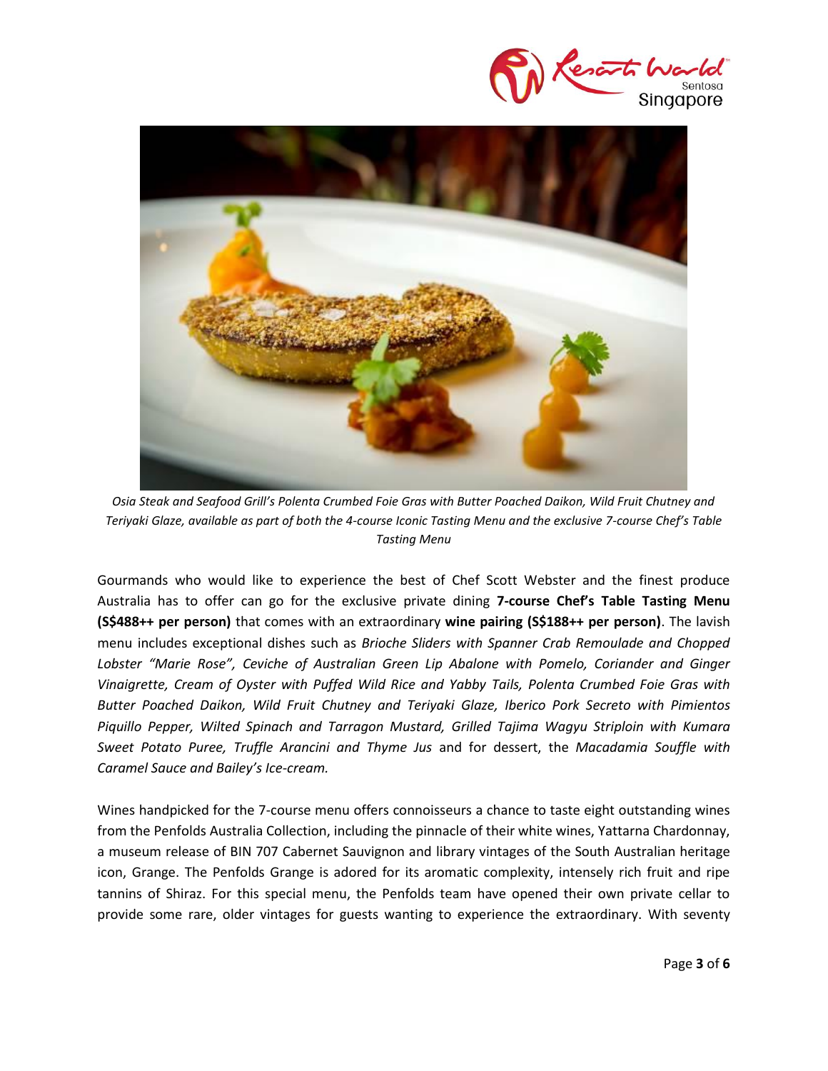*Osia Steak and Seafood Grill's Polenta Crumbed Foie Gras with Butter Poached Daikon, Wild Fruit Chutney and Teriyaki Glaze, available as part of both the 4-course Iconic Tasting Menu and the exclusive 7-course Chef's Table Tasting Menu*

Gourmands who would like to experience the best of Chef Scott Webster and the finest produce Australia has to offer can go for the exclusive private dining **7-course Chef's Table Tasting Menu (S$488++ per person)** that comes with an extraordinary **wine pairing (S$188++ per person)**. The lavish menu includes exceptional dishes such as *Brioche Sliders with Spanner Crab Remoulade and Chopped Lobster "Marie Rose", Ceviche of Australian Green Lip Abalone with Pomelo, Coriander and Ginger Vinaigrette, Cream of Oyster with Puffed Wild Rice and Yabby Tails, Polenta Crumbed Foie Gras with Butter Poached Daikon, Wild Fruit Chutney and Teriyaki Glaze, Iberico Pork Secreto with Pimientos Piquillo Pepper, Wilted Spinach and Tarragon Mustard, Grilled Tajima Wagyu Striploin with Kumara Sweet Potato Puree, Truffle Arancini and Thyme Jus* and for dessert, the *Macadamia Souffle with Caramel Sauce and Bailey's Ice-cream.*

Wines handpicked for the 7-course menu offers connoisseurs a chance to taste eight outstanding wines from the Penfolds Australia Collection, including the pinnacle of their white wines, Yattarna Chardonnay, a museum release of BIN 707 Cabernet Sauvignon and library vintages of the South Australian heritage icon, Grange. The Penfolds Grange is adored for its aromatic complexity, intensely rich fruit and ripe tannins of Shiraz. For this special menu, the Penfolds team have opened their own private cellar to provide some rare, older vintages for guests wanting to experience the extraordinary. With seventy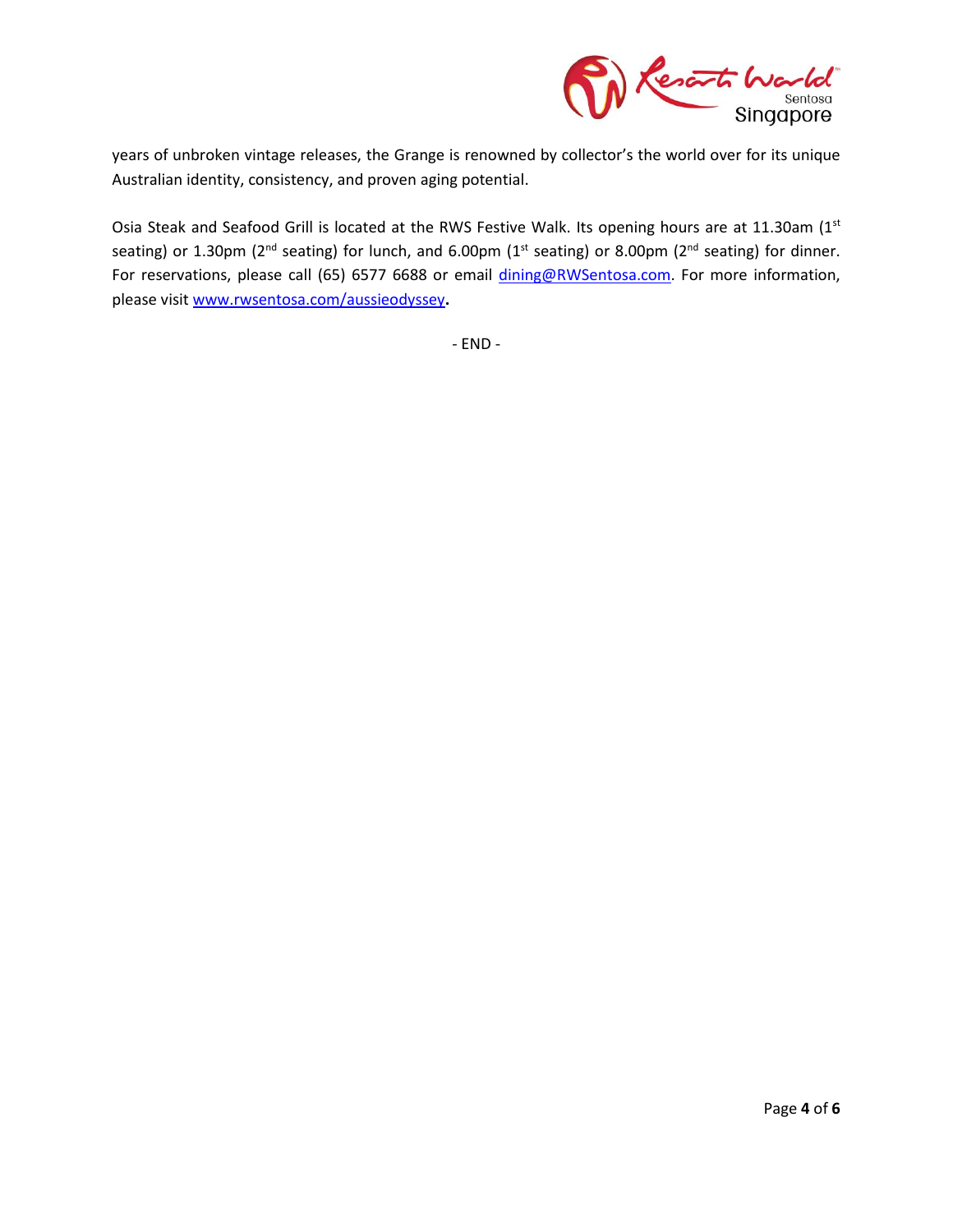years of unbroken vintage releases, the Grange is renowned by collector's the world over for its unique Australian identity, consistency, and proven aging potential.

Osia Steak and Seafood Grill is located at the RWS Festive Walk. Its opening hours are at 11.30am (1st seating) or 1.30pm (2nd seating) for lunch, and 6.00pm (1st seating) or 8.00pm (2nd seating) for dinner. For reservations, please call (65) 6577 6688 or email dining@RWSentosa.com. For more information, please visit www.rwsentosa.com/aussieodyssey.

- END -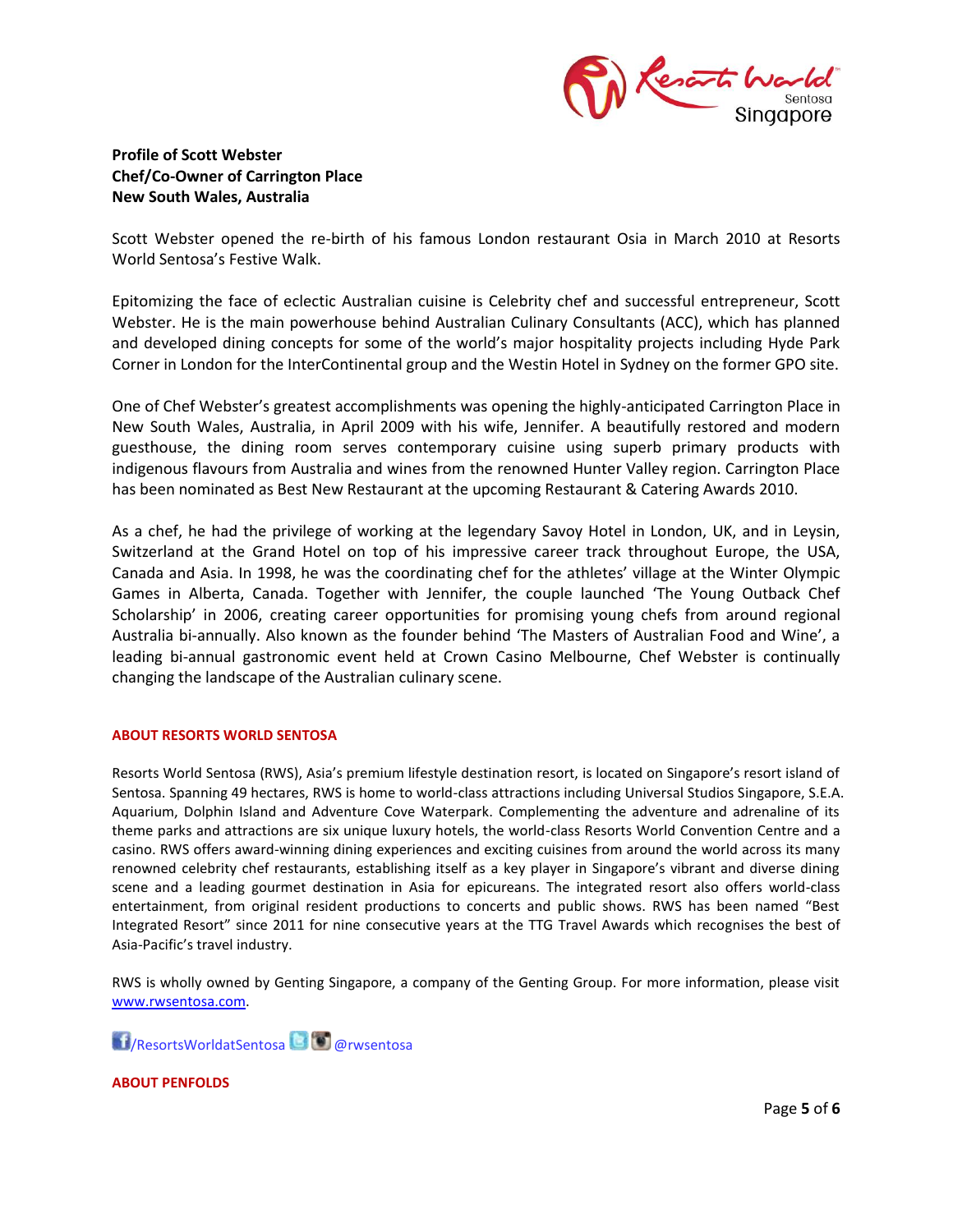**Profile of Scott Webster**
**Chef/Co-Owner of Carrington Place**
**New South Wales, Australia**

Scott Webster opened the re-birth of his famous London restaurant Osia in March 2010 at Resorts World Sentosa's Festive Walk.

Epitomizing the face of eclectic Australian cuisine is Celebrity chef and successful entrepreneur, Scott Webster. He is the main powerhouse behind Australian Culinary Consultants (ACC), which has planned and developed dining concepts for some of the world's major hospitality projects including Hyde Park Corner in London for the InterContinental group and the Westin Hotel in Sydney on the former GPO site.

One of Chef Webster's greatest accomplishments was opening the highly-anticipated Carrington Place in New South Wales, Australia, in April 2009 with his wife, Jennifer. A beautifully restored and modern guesthouse, the dining room serves contemporary cuisine using superb primary products with indigenous flavours from Australia and wines from the renowned Hunter Valley region. Carrington Place has been nominated as Best New Restaurant at the upcoming Restaurant & Catering Awards 2010.

As a chef, he had the privilege of working at the legendary Savoy Hotel in London, UK, and in Leysin, Switzerland at the Grand Hotel on top of his impressive career track throughout Europe, the USA, Canada and Asia. In 1998, he was the coordinating chef for the athletes' village at the Winter Olympic Games in Alberta, Canada. Together with Jennifer, the couple launched 'The Young Outback Chef Scholarship' in 2006, creating career opportunities for promising young chefs from around regional Australia bi-annually. Also known as the founder behind 'The Masters of Australian Food and Wine', a leading bi-annual gastronomic event held at Crown Casino Melbourne, Chef Webster is continually changing the landscape of the Australian culinary scene.

**ABOUT RESORTS WORLD SENTOSA**

Resorts World Sentosa (RWS), Asia's premium lifestyle destination resort, is located on Singapore's resort island of Sentosa. Spanning 49 hectares, RWS is home to world-class attractions including Universal Studios Singapore, S.E.A. Aquarium, Dolphin Island and Adventure Cove Waterpark. Complementing the adventure and adrenaline of its theme parks and attractions are six unique luxury hotels, the world-class Resorts World Convention Centre and a casino. RWS offers award-winning dining experiences and exciting cuisines from around the world across its many renowned celebrity chef restaurants, establishing itself as a key player in Singapore's vibrant and diverse dining scene and a leading gourmet destination in Asia for epicureans. The integrated resort also offers world-class entertainment, from original resident productions to concerts and public shows. RWS has been named "Best Integrated Resort" since 2011 for nine consecutive years at the TTG Travel Awards which recognises the best of Asia-Pacific's travel industry.

RWS is wholly owned by Genting Singapore, a company of the Genting Group. For more information, please visit www.rwsentosa.com.

/ResortsWorldatSentosa @rwsentosa

**ABOUT PENFOLDS**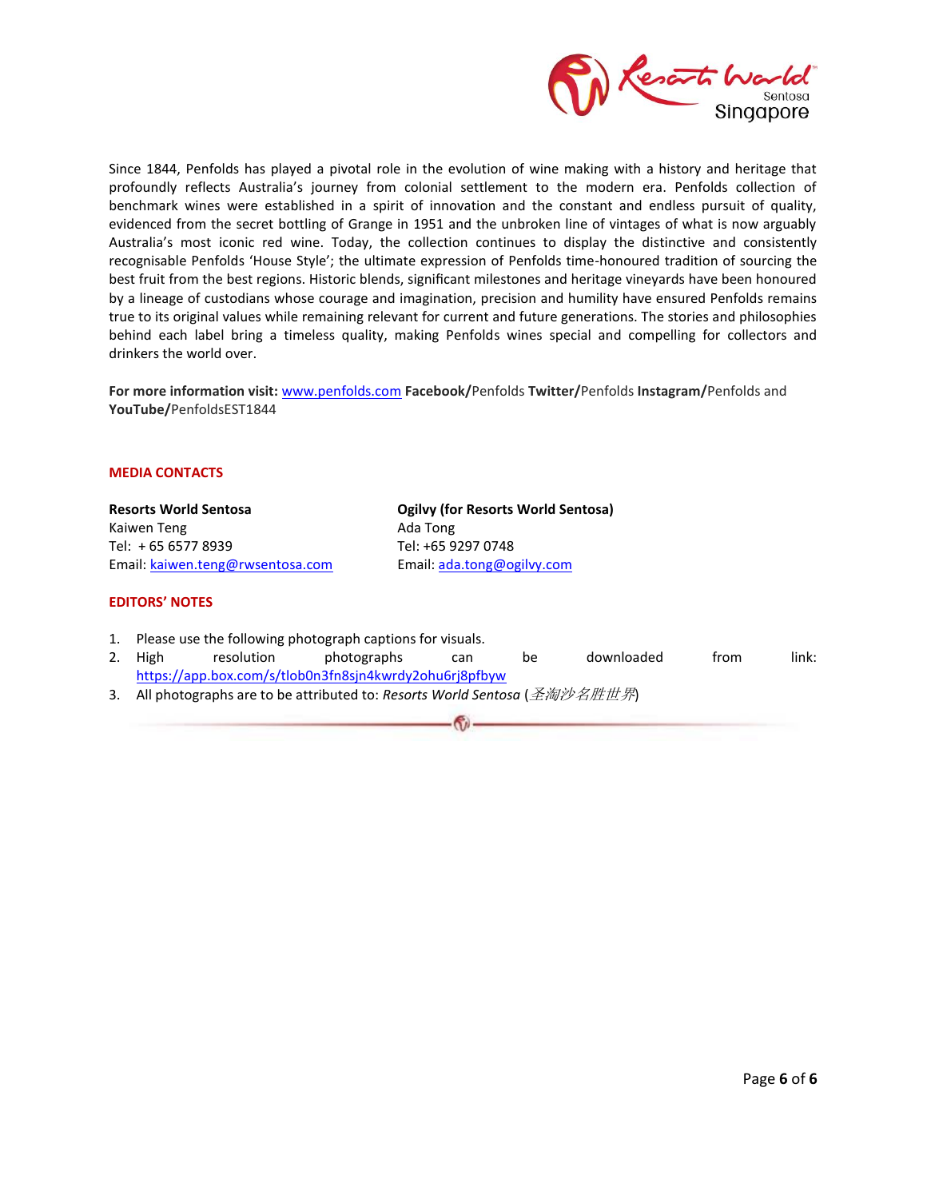Since 1844, Penfolds has played a pivotal role in the evolution of wine making with a history and heritage that profoundly reflects Australia's journey from colonial settlement to the modern era. Penfolds collection of benchmark wines were established in a spirit of innovation and the constant and endless pursuit of quality, evidenced from the secret bottling of Grange in 1951 and the unbroken line of vintages of what is now arguably Australia's most iconic red wine. Today, the collection continues to display the distinctive and consistently recognisable Penfolds 'House Style'; the ultimate expression of Penfolds time-honoured tradition of sourcing the best fruit from the best regions. Historic blends, significant milestones and heritage vineyards have been honoured by a lineage of custodians whose courage and imagination, precision and humility have ensured Penfolds remains true to its original values while remaining relevant for current and future generations. The stories and philosophies behind each label bring a timeless quality, making Penfolds wines special and compelling for collectors and drinkers the world over.

**For more information visit:** www.penfolds.com **Facebook/**Penfolds **Twitter/**Penfolds **Instagram/**Penfolds and **YouTube/**PenfoldsEST1844

## MEDIA CONTACTS

**Resorts World Sentosa**
Kaiwen Teng
Tel: + 65 6577 8939
Email: kaiwen.teng@rwsentosa.com

**Ogilvy (for Resorts World Sentosa)**
Ada Tong
Tel: +65 9297 0748
Email: ada.tong@ogilvy.com

## EDITORS' NOTES

1. Please use the following photograph captions for visuals.
2. High resolution photographs can be downloaded from link: https://app.box.com/s/tlob0n3fn8sjn4kwrdy2ohu6rj8pfbyw
3. All photographs are to be attributed to: *Resorts World Sentosa* (*圣淘沙名胜世界*)